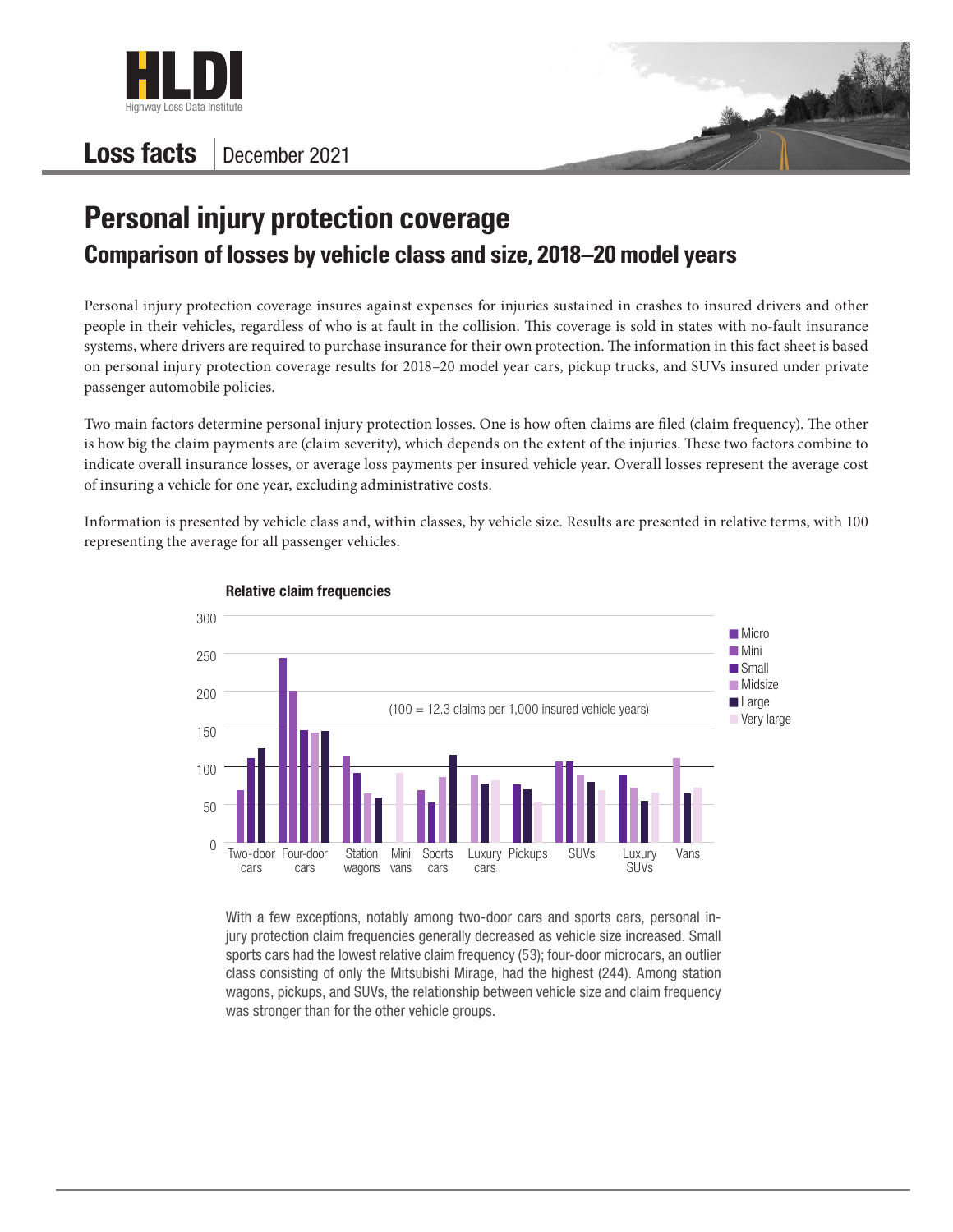# Loss facts | December 2021

# Personal injury protection coverage

## Comparison of losses by vehicle class and size, 2018–20 model years

Personal injury protection coverage insures against expenses for injuries sustained in crashes to insured drivers and other people in their vehicles, regardless of who is at fault in the collision. This coverage is sold in states with no-fault insurance systems, where drivers are required to purchase insurance for their own protection. The information in this fact sheet is based on personal injury protection coverage results for 2018–20 model year cars, pickup trucks, and SUVs insured under private passenger automobile policies.

Two main factors determine personal injury protection losses. One is how often claims are filed (claim frequency). The other is how big the claim payments are (claim severity), which depends on the extent of the injuries. These two factors combine to indicate overall insurance losses, or average loss payments per insured vehicle year. Overall losses represent the average cost of insuring a vehicle for one year, excluding administrative costs.

Information is presented by vehicle class and, within classes, by vehicle size. Results are presented in relative terms, with 100 representing the average for all passenger vehicles.

**Relative claim frequencies**

(100 = 12.3 claims per 1,000 insured vehicle years)

Legend: Micro, Mini, Small, Midsize, Large, Very large

Vehicle classes: Two-door cars, Four-door cars, Station wagons, Mini vans, Sports cars, Luxury cars, Pickups, SUVs, Luxury SUVs, Vans

With a few exceptions, notably among two-door cars and sports cars, personal injury protection claim frequencies generally decreased as vehicle size increased. Small sports cars had the lowest relative claim frequency (53); four-door microcars, an outlier class consisting of only the Mitsubishi Mirage, had the highest (244). Among station wagons, pickups, and SUVs, the relationship between vehicle size and claim frequency was stronger than for the other vehicle groups.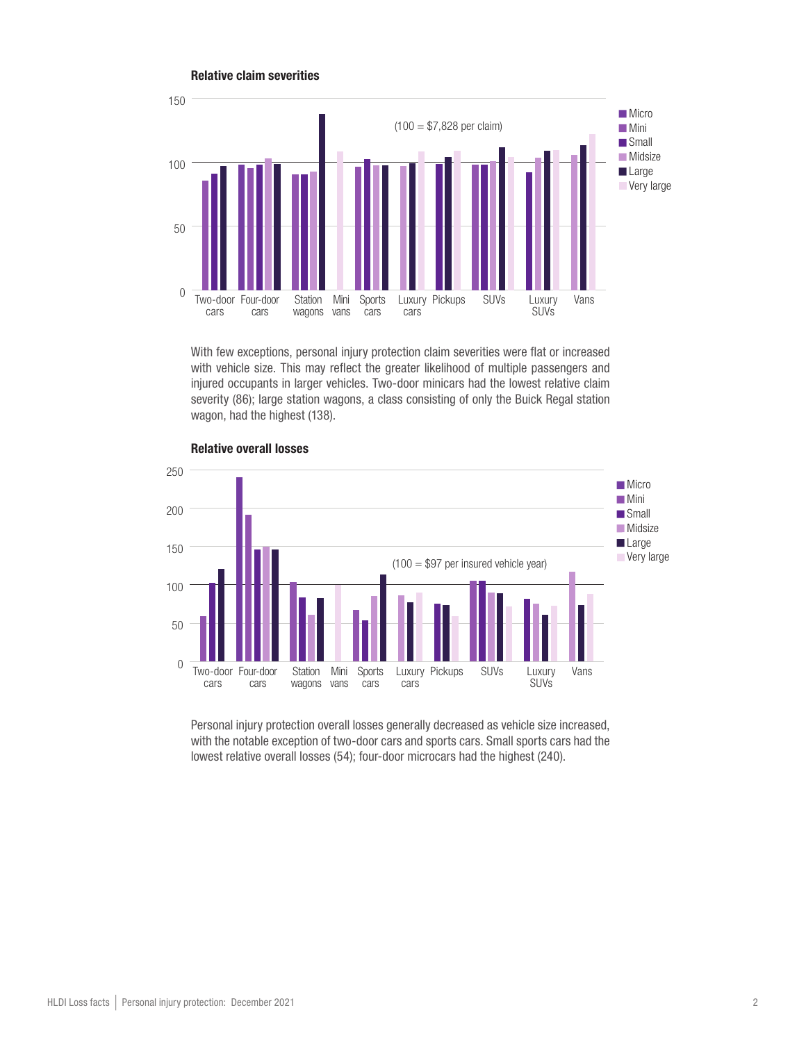**Relative claim severities**

(100 = $7,828 per claim)

With few exceptions, personal injury protection claim severities were flat or increased with vehicle size. This may reflect the greater likelihood of multiple passengers and injured occupants in larger vehicles. Two-door minicars had the lowest relative claim severity (86); large station wagons, a class consisting of only the Buick Regal station wagon, had the highest (138).

**Relative overall losses**

(100 = $97 per insured vehicle year)

Personal injury protection overall losses generally decreased as vehicle size increased, with the notable exception of two-door cars and sports cars. Small sports cars had the lowest relative overall losses (54); four-door microcars had the highest (240).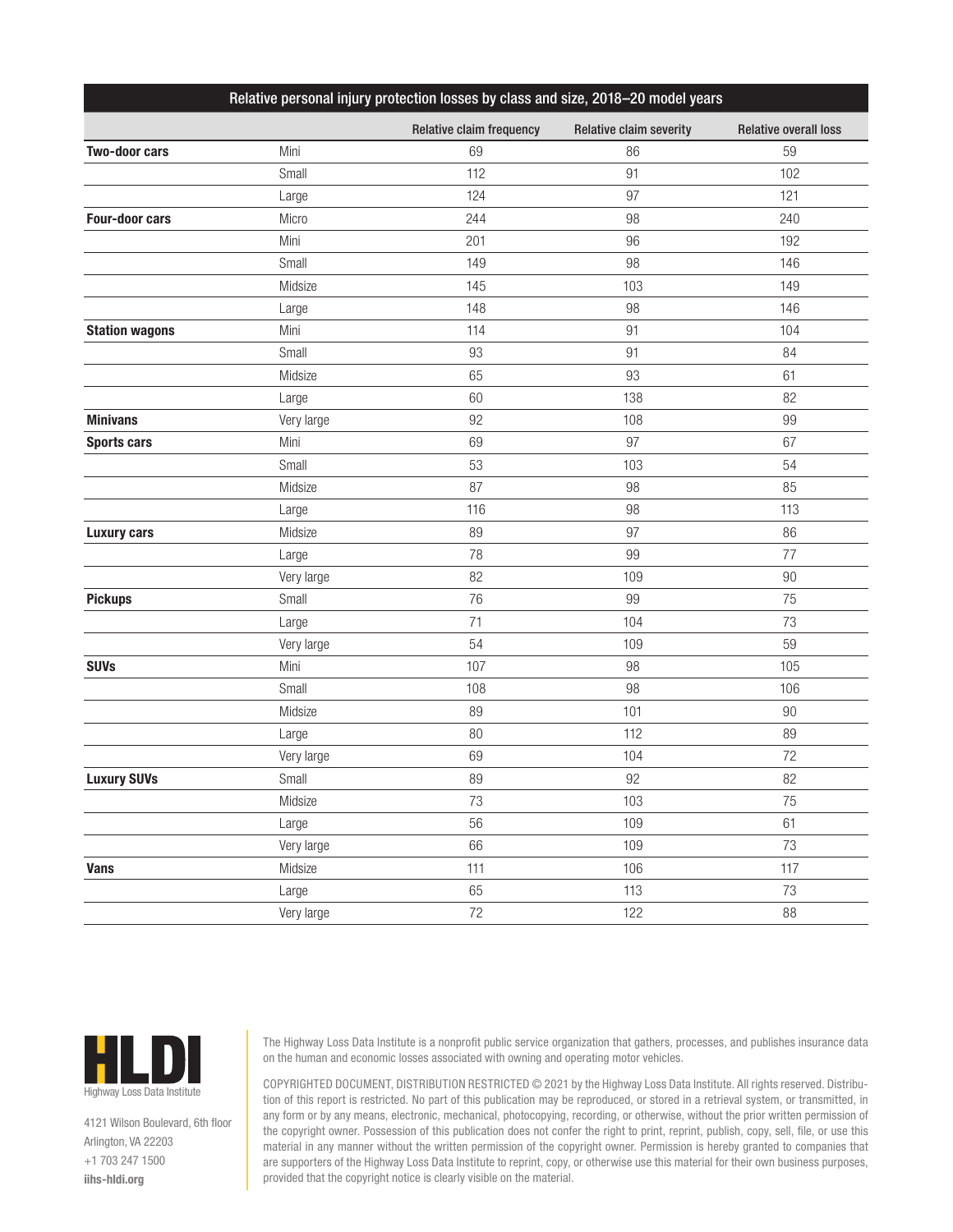| Relative personal injury protection losses by class and size, 2018–20 model years | | | | |
|---|---|---|---|---|
| | | Relative claim frequency | Relative claim severity | Relative overall loss |
| **Two-door cars** | Mini | 69 | 86 | 59 |
| | Small | 112 | 91 | 102 |
| | Large | 124 | 97 | 121 |
| **Four-door cars** | Micro | 244 | 98 | 240 |
| | Mini | 201 | 96 | 192 |
| | Small | 149 | 98 | 146 |
| | Midsize | 145 | 103 | 149 |
| | Large | 148 | 98 | 146 |
| **Station wagons** | Mini | 114 | 91 | 104 |
| | Small | 93 | 91 | 84 |
| | Midsize | 65 | 93 | 61 |
| | Large | 60 | 138 | 82 |
| **Minivans** | Very large | 92 | 108 | 99 |
| **Sports cars** | Mini | 69 | 97 | 67 |
| | Small | 53 | 103 | 54 |
| | Midsize | 87 | 98 | 85 |
| | Large | 116 | 98 | 113 |
| **Luxury cars** | Midsize | 89 | 97 | 86 |
| | Large | 78 | 99 | 77 |
| | Very large | 82 | 109 | 90 |
| **Pickups** | Small | 76 | 99 | 75 |
| | Large | 71 | 104 | 73 |
| | Very large | 54 | 109 | 59 |
| **SUVs** | Mini | 107 | 98 | 105 |
| | Small | 108 | 98 | 106 |
| | Midsize | 89 | 101 | 90 |
| | Large | 80 | 112 | 89 |
| | Very large | 69 | 104 | 72 |
| **Luxury SUVs** | Small | 89 | 92 | 82 |
| | Midsize | 73 | 103 | 75 |
| | Large | 56 | 109 | 61 |
| | Very large | 66 | 109 | 73 |
| **Vans** | Midsize | 111 | 106 | 117 |
| | Large | 65 | 113 | 73 |
| | Very large | 72 | 122 | 88 |

HLDI
Highway Loss Data Institute

4121 Wilson Boulevard, 6th floor
Arlington, VA 22203
+1 703 247 1500
**iihs-hldi.org**

The Highway Loss Data Institute is a nonprofit public service organization that gathers, processes, and publishes insurance data on the human and economic losses associated with owning and operating motor vehicles.

COPYRIGHTED DOCUMENT, DISTRIBUTION RESTRICTED © 2021 by the Highway Loss Data Institute. All rights reserved. Distribution of this report is restricted. No part of this publication may be reproduced, or stored in a retrieval system, or transmitted, in any form or by any means, electronic, mechanical, photocopying, recording, or otherwise, without the prior written permission of the copyright owner. Possession of this publication does not confer the right to print, reprint, publish, copy, sell, file, or use this material in any manner without the written permission of the copyright owner. Permission is hereby granted to companies that are supporters of the Highway Loss Data Institute to reprint, copy, or otherwise use this material for their own business purposes, provided that the copyright notice is clearly visible on the material.